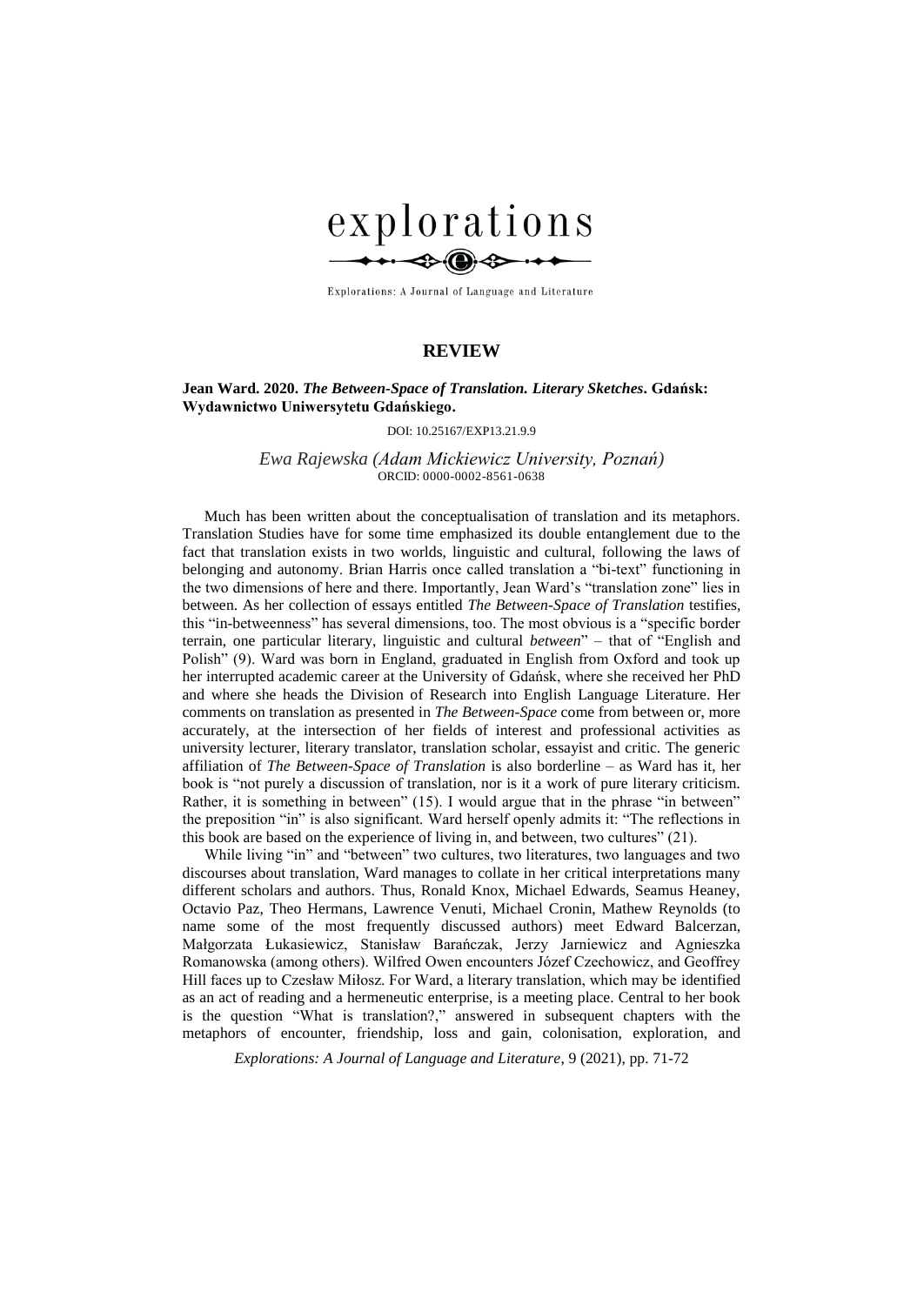# REVIEW

**Jean Ward. 2020. *The Between-Space of Translation. Literary Sketches*. Gdańsk: Wydawnictwo Uniwersytetu Gdańskiego.**

DOI: 10.25167/EXP13.21.9.9

*Ewa Rajewska (Adam Mickiewicz University, Poznań)*
ORCID: 0000-0002-8561-0638

Much has been written about the conceptualisation of translation and its metaphors. Translation Studies have for some time emphasized its double entanglement due to the fact that translation exists in two worlds, linguistic and cultural, following the laws of belonging and autonomy. Brian Harris once called translation a "bi-text" functioning in the two dimensions of here and there. Importantly, Jean Ward's "translation zone" lies in between. As her collection of essays entitled *The Between-Space of Translation* testifies, this "in-betweenness" has several dimensions, too. The most obvious is a "specific border terrain, one particular literary, linguistic and cultural *between*" – that of "English and Polish" (9). Ward was born in England, graduated in English from Oxford and took up her interrupted academic career at the University of Gdańsk, where she received her PhD and where she heads the Division of Research into English Language Literature. Her comments on translation as presented in *The Between-Space* come from between or, more accurately, at the intersection of her fields of interest and professional activities as university lecturer, literary translator, translation scholar, essayist and critic. The generic affiliation of *The Between-Space of Translation* is also borderline – as Ward has it, her book is "not purely a discussion of translation, nor is it a work of pure literary criticism. Rather, it is something in between" (15). I would argue that in the phrase "in between" the preposition "in" is also significant. Ward herself openly admits it: "The reflections in this book are based on the experience of living in, and between, two cultures" (21).

While living "in" and "between" two cultures, two literatures, two languages and two discourses about translation, Ward manages to collate in her critical interpretations many different scholars and authors. Thus, Ronald Knox, Michael Edwards, Seamus Heaney, Octavio Paz, Theo Hermans, Lawrence Venuti, Michael Cronin, Mathew Reynolds (to name some of the most frequently discussed authors) meet Edward Balcerzan, Małgorzata Łukasiewicz, Stanisław Barańczak, Jerzy Jarniewicz and Agnieszka Romanowska (among others). Wilfred Owen encounters Józef Czechowicz, and Geoffrey Hill faces up to Czesław Miłosz. For Ward, a literary translation, which may be identified as an act of reading and a hermeneutic enterprise, is a meeting place. Central to her book is the question "What is translation?," answered in subsequent chapters with the metaphors of encounter, friendship, loss and gain, colonisation, exploration, and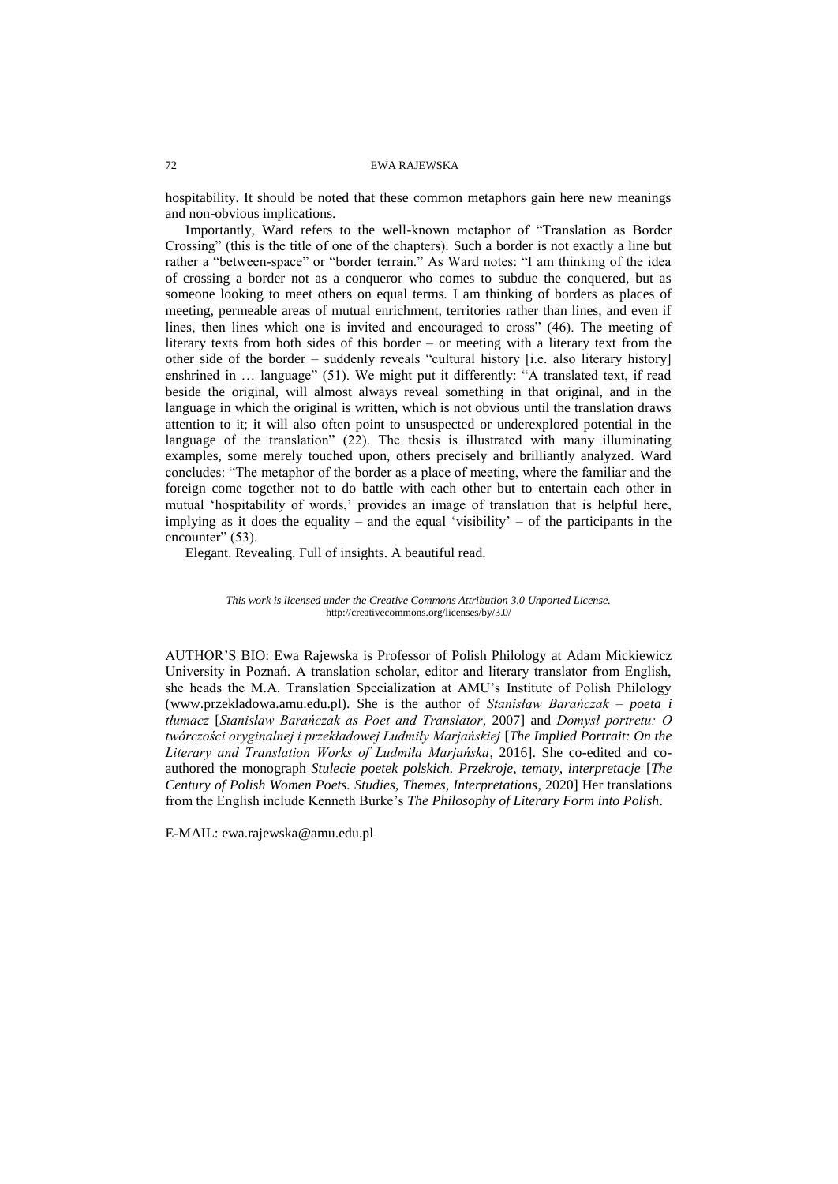hospitability. It should be noted that these common metaphors gain here new meanings and non-obvious implications.

Importantly, Ward refers to the well-known metaphor of "Translation as Border Crossing" (this is the title of one of the chapters). Such a border is not exactly a line but rather a "between-space" or "border terrain." As Ward notes: "I am thinking of the idea of crossing a border not as a conqueror who comes to subdue the conquered, but as someone looking to meet others on equal terms. I am thinking of borders as places of meeting, permeable areas of mutual enrichment, territories rather than lines, and even if lines, then lines which one is invited and encouraged to cross" (46). The meeting of literary texts from both sides of this border – or meeting with a literary text from the other side of the border – suddenly reveals "cultural history [i.e. also literary history] enshrined in … language" (51). We might put it differently: "A translated text, if read beside the original, will almost always reveal something in that original, and in the language in which the original is written, which is not obvious until the translation draws attention to it; it will also often point to unsuspected or underexplored potential in the language of the translation" (22). The thesis is illustrated with many illuminating examples, some merely touched upon, others precisely and brilliantly analyzed. Ward concludes: "The metaphor of the border as a place of meeting, where the familiar and the foreign come together not to do battle with each other but to entertain each other in mutual 'hospitability of words,' provides an image of translation that is helpful here, implying as it does the equality – and the equal 'visibility' – of the participants in the encounter" (53).

Elegant. Revealing. Full of insights. A beautiful read.

*This work is licensed under the Creative Commons Attribution 3.0 Unported License.*
http://creativecommons.org/licenses/by/3.0/

AUTHOR'S BIO: Ewa Rajewska is Professor of Polish Philology at Adam Mickiewicz University in Poznań. A translation scholar, editor and literary translator from English, she heads the M.A. Translation Specialization at AMU's Institute of Polish Philology (www.przekladowa.amu.edu.pl). She is the author of *Stanisław Barańczak – poeta i tłumacz* [*Stanisław Barańczak as Poet and Translator*, 2007] and *Domysł portretu: O twórczości oryginalnej i przekładowej Ludmiły Marjańskiej* [*The Implied Portrait: On the Literary and Translation Works of Ludmiła Marjańska*, 2016]. She co-edited and co-authored the monograph *Stulecie poetek polskich. Przekroje, tematy, interpretacje* [*The Century of Polish Women Poets. Studies, Themes, Interpretations*, 2020] Her translations from the English include Kenneth Burke's *The Philosophy of Literary Form into Polish*.

E-MAIL: ewa.rajewska@amu.edu.pl